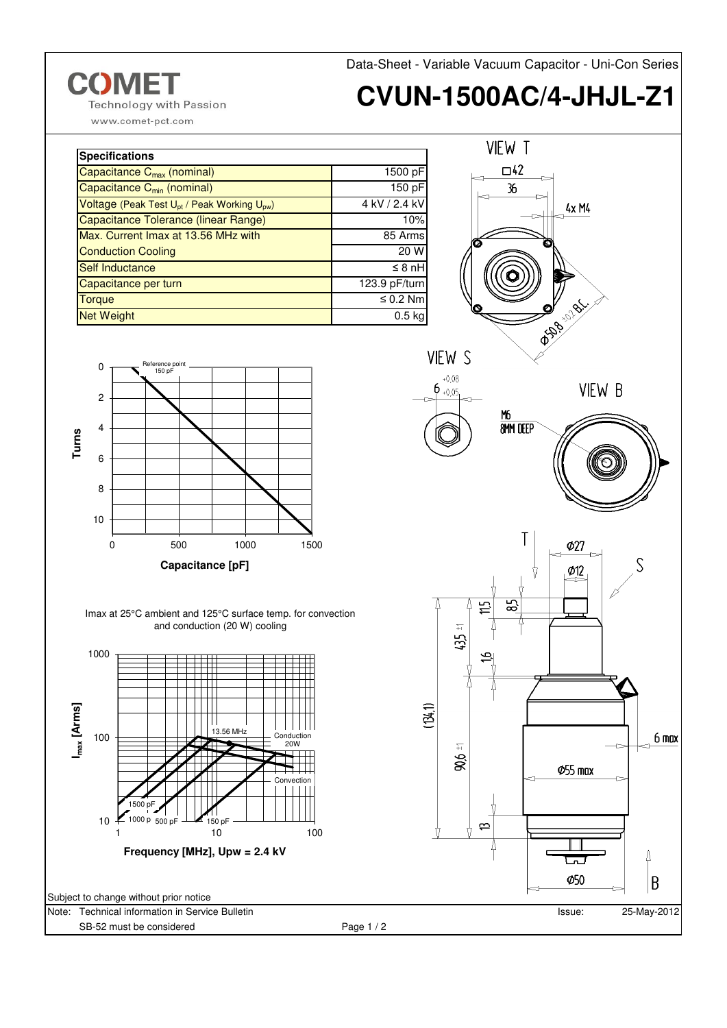Data-Sheet - Variable Vacuum Capacitor - Uni-Con Series

# CVUN-1500AC/4-JHJL-Z1

| Specifications | |
|---|---|
| Capacitance $C_{max}$ (nominal) | 1500 pF |
| Capacitance $C_{min}$ (nominal) | 150 pF |
| Voltage (Peak Test $U_{pt}$ / Peak Working $U_{pw}$) | 4 kV / 2.4 kV |
| Capacitance Tolerance (linear Range) | 10% |
| Max. Current Imax at 13.56 MHz with | 85 Arms |
| Conduction Cooling | 20 W |
| Self Inductance | ≤ 8 nH |
| Capacitance per turn | 123.9 pF/turn |
| Torque | ≤ 0.2 Nm |
| Net Weight | 0.5 kg |

Imax at 25°C ambient and 125°C surface temp. for convection and conduction (20 W) cooling

Subject to change without prior notice

Note: Technical information in Service Bulletin SB-52 must be considered

Issue: 25-May-2012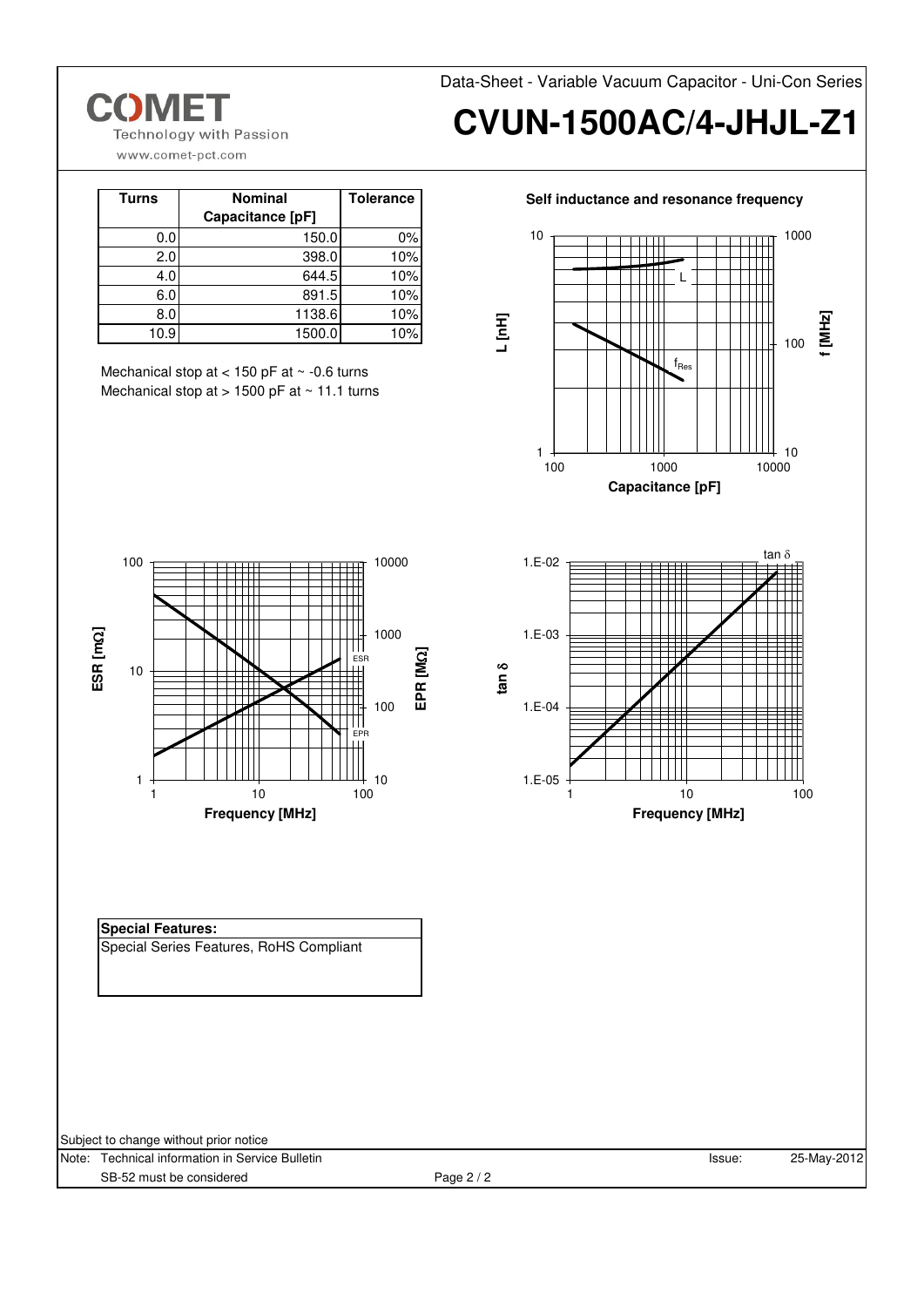Data-Sheet - Variable Vacuum Capacitor - Uni-Con Series

COMET
Technology with Passion
www.comet-pct.com

# CVUN-1500AC/4-JHJL-Z1

| Turns | Nominal Capacitance [pF] | Tolerance |
|---|---|---|
| 0.0 | 150.0 | 0% |
| 2.0 | 398.0 | 10% |
| 4.0 | 644.5 | 10% |
| 6.0 | 891.5 | 10% |
| 8.0 | 1138.6 | 10% |
| 10.9 | 1500.0 | 10% |

Mechanical stop at < 150 pF at ~ -0.6 turns
Mechanical stop at > 1500 pF at ~ 11.1 turns

**Self inductance and resonance frequency**

L [nH]
f [MHz]
10
1
1000
100
10
L
$f_{Res}$
100
1000
10000
**Capacitance [pF]**

ESR [mΩ]
EPR [MΩ]
100
10
1
10000
1000
100
10
ESR
EPR
1
10
100
**Frequency [MHz]**

tan δ
1.E-02
1.E-03
1.E-04
1.E-05
tan δ
1
10
100
**Frequency [MHz]**

| **Special Features:** |
|---|
| Special Series Features, RoHS Compliant |

Subject to change without prior notice

Note: Technical information in Service Bulletin SB-52 must be considered

Issue: 25-May-2012